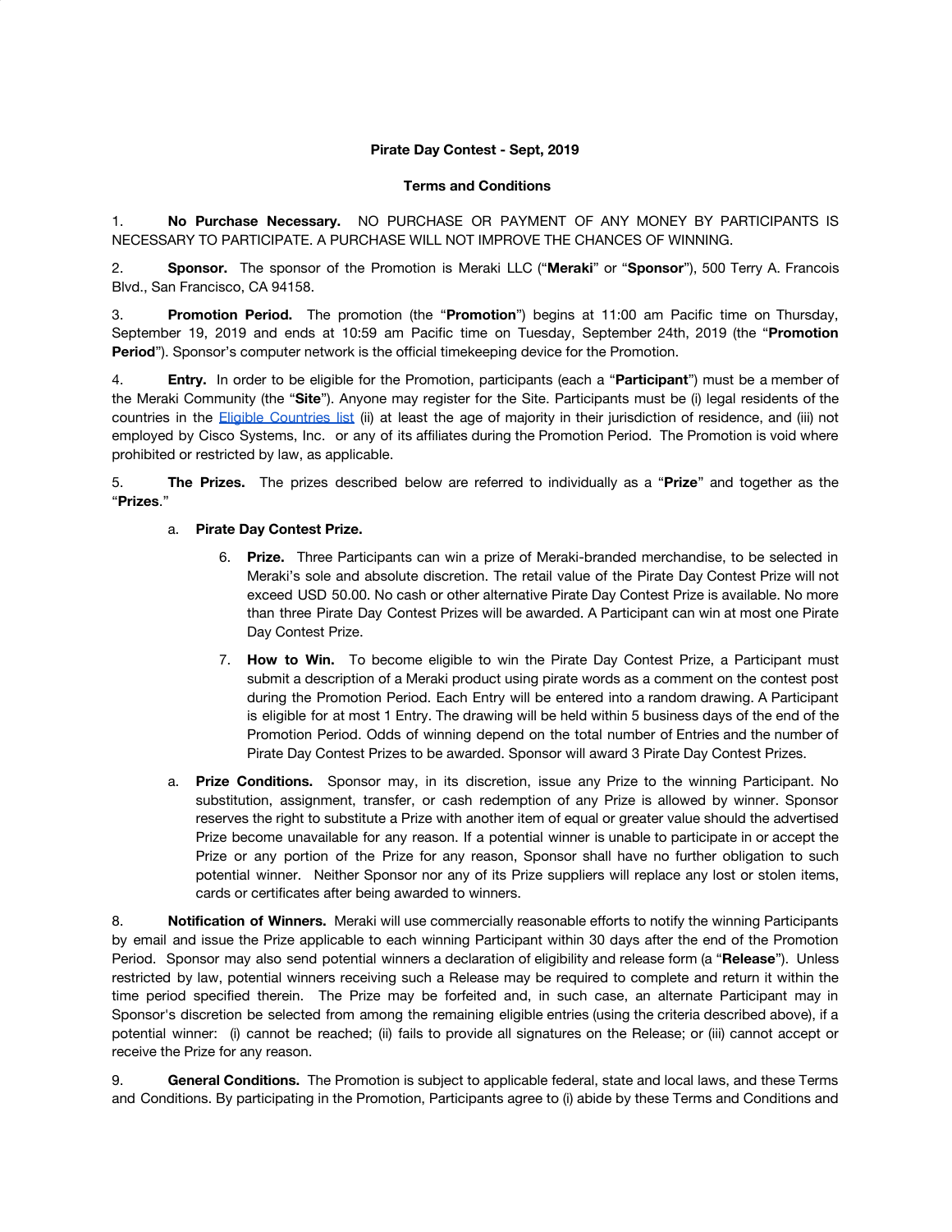**Pirate Day Contest - Sept, 2019**

**Terms and Conditions**

1. **No Purchase Necessary.** NO PURCHASE OR PAYMENT OF ANY MONEY BY PARTICIPANTS IS NECESSARY TO PARTICIPATE. A PURCHASE WILL NOT IMPROVE THE CHANCES OF WINNING.

2. **Sponsor.** The sponsor of the Promotion is Meraki LLC ("**Meraki**" or "**Sponsor**"), 500 Terry A. Francois Blvd., San Francisco, CA 94158.

3. **Promotion Period.** The promotion (the "**Promotion**") begins at 11:00 am Pacific time on Thursday, September 19, 2019 and ends at 10:59 am Pacific time on Tuesday, September 24th, 2019 (the "**Promotion Period**"). Sponsor's computer network is the official timekeeping device for the Promotion.

4. **Entry.** In order to be eligible for the Promotion, participants (each a "**Participant**") must be a member of the Meraki Community (the "**Site**"). Anyone may register for the Site. Participants must be (i) legal residents of the countries in the [Eligible Countries list](#) (ii) at least the age of majority in their jurisdiction of residence, and (iii) not employed by Cisco Systems, Inc. or any of its affiliates during the Promotion Period. The Promotion is void where prohibited or restricted by law, as applicable.

5. **The Prizes.** The prizes described below are referred to individually as a "**Prize**" and together as the "**Prizes**."

   a. **Pirate Day Contest Prize.**

      6. **Prize.** Three Participants can win a prize of Meraki-branded merchandise, to be selected in Meraki's sole and absolute discretion. The retail value of the Pirate Day Contest Prize will not exceed USD 50.00. No cash or other alternative Pirate Day Contest Prize is available. No more than three Pirate Day Contest Prizes will be awarded. A Participant can win at most one Pirate Day Contest Prize.

      7. **How to Win.** To become eligible to win the Pirate Day Contest Prize, a Participant must submit a description of a Meraki product using pirate words as a comment on the contest post during the Promotion Period. Each Entry will be entered into a random drawing. A Participant is eligible for at most 1 Entry. The drawing will be held within 5 business days of the end of the Promotion Period. Odds of winning depend on the total number of Entries and the number of Pirate Day Contest Prizes to be awarded. Sponsor will award 3 Pirate Day Contest Prizes.

   a. **Prize Conditions.** Sponsor may, in its discretion, issue any Prize to the winning Participant. No substitution, assignment, transfer, or cash redemption of any Prize is allowed by winner. Sponsor reserves the right to substitute a Prize with another item of equal or greater value should the advertised Prize become unavailable for any reason. If a potential winner is unable to participate in or accept the Prize or any portion of the Prize for any reason, Sponsor shall have no further obligation to such potential winner. Neither Sponsor nor any of its Prize suppliers will replace any lost or stolen items, cards or certificates after being awarded to winners.

8. **Notification of Winners.** Meraki will use commercially reasonable efforts to notify the winning Participants by email and issue the Prize applicable to each winning Participant within 30 days after the end of the Promotion Period. Sponsor may also send potential winners a declaration of eligibility and release form (a "**Release**"). Unless restricted by law, potential winners receiving such a Release may be required to complete and return it within the time period specified therein. The Prize may be forfeited and, in such case, an alternate Participant may in Sponsor's discretion be selected from among the remaining eligible entries (using the criteria described above), if a potential winner: (i) cannot be reached; (ii) fails to provide all signatures on the Release; or (iii) cannot accept or receive the Prize for any reason.

9. **General Conditions.** The Promotion is subject to applicable federal, state and local laws, and these Terms and Conditions. By participating in the Promotion, Participants agree to (i) abide by these Terms and Conditions and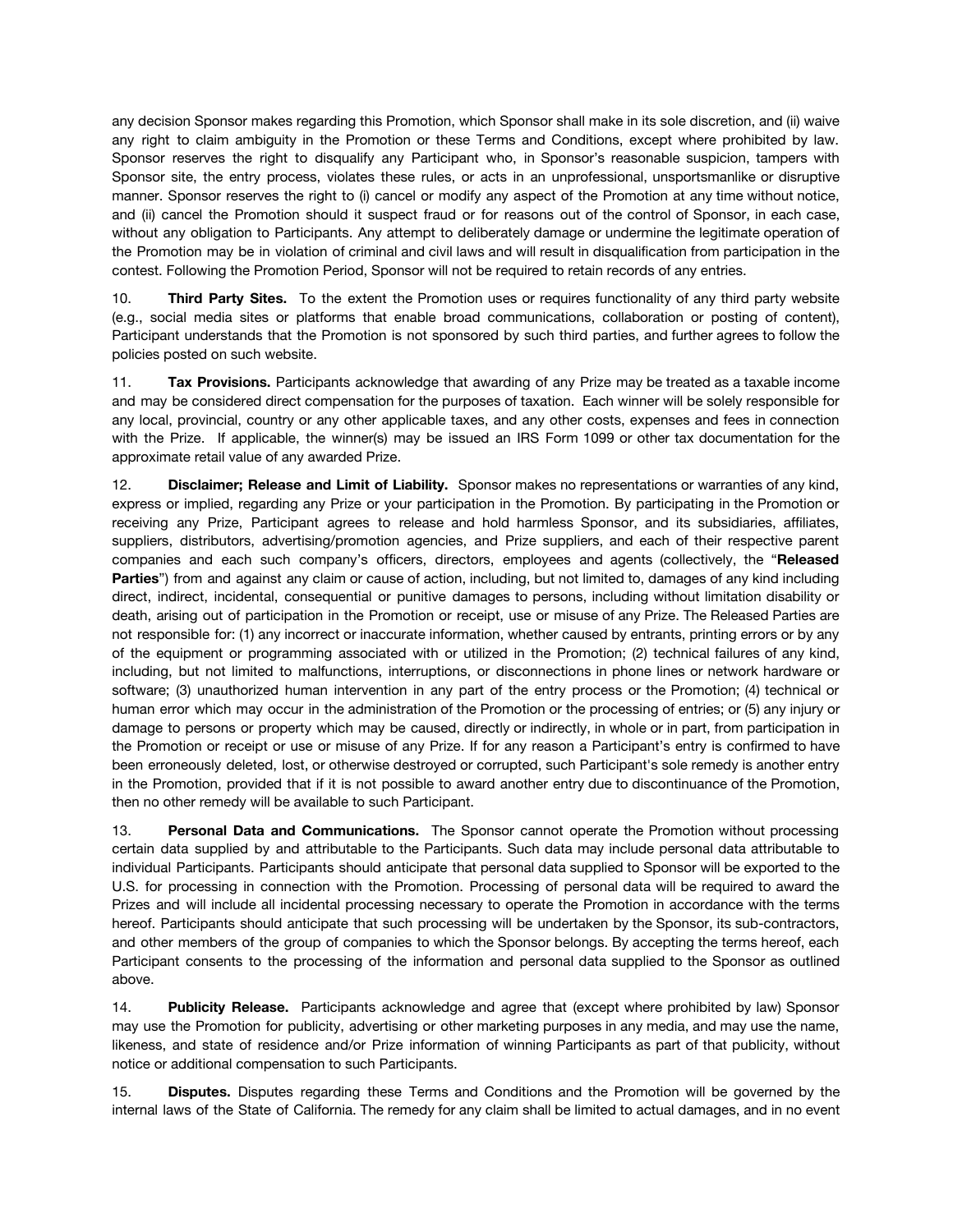any decision Sponsor makes regarding this Promotion, which Sponsor shall make in its sole discretion, and (ii) waive any right to claim ambiguity in the Promotion or these Terms and Conditions, except where prohibited by law. Sponsor reserves the right to disqualify any Participant who, in Sponsor's reasonable suspicion, tampers with Sponsor site, the entry process, violates these rules, or acts in an unprofessional, unsportsmanlike or disruptive manner. Sponsor reserves the right to (i) cancel or modify any aspect of the Promotion at any time without notice, and (ii) cancel the Promotion should it suspect fraud or for reasons out of the control of Sponsor, in each case, without any obligation to Participants. Any attempt to deliberately damage or undermine the legitimate operation of the Promotion may be in violation of criminal and civil laws and will result in disqualification from participation in the contest. Following the Promotion Period, Sponsor will not be required to retain records of any entries.

10. **Third Party Sites.** To the extent the Promotion uses or requires functionality of any third party website (e.g., social media sites or platforms that enable broad communications, collaboration or posting of content), Participant understands that the Promotion is not sponsored by such third parties, and further agrees to follow the policies posted on such website.

11. **Tax Provisions.** Participants acknowledge that awarding of any Prize may be treated as a taxable income and may be considered direct compensation for the purposes of taxation. Each winner will be solely responsible for any local, provincial, country or any other applicable taxes, and any other costs, expenses and fees in connection with the Prize. If applicable, the winner(s) may be issued an IRS Form 1099 or other tax documentation for the approximate retail value of any awarded Prize.

12. **Disclaimer; Release and Limit of Liability.** Sponsor makes no representations or warranties of any kind, express or implied, regarding any Prize or your participation in the Promotion. By participating in the Promotion or receiving any Prize, Participant agrees to release and hold harmless Sponsor, and its subsidiaries, affiliates, suppliers, distributors, advertising/promotion agencies, and Prize suppliers, and each of their respective parent companies and each such company's officers, directors, employees and agents (collectively, the "**Released Parties**") from and against any claim or cause of action, including, but not limited to, damages of any kind including direct, indirect, incidental, consequential or punitive damages to persons, including without limitation disability or death, arising out of participation in the Promotion or receipt, use or misuse of any Prize. The Released Parties are not responsible for: (1) any incorrect or inaccurate information, whether caused by entrants, printing errors or by any of the equipment or programming associated with or utilized in the Promotion; (2) technical failures of any kind, including, but not limited to malfunctions, interruptions, or disconnections in phone lines or network hardware or software; (3) unauthorized human intervention in any part of the entry process or the Promotion; (4) technical or human error which may occur in the administration of the Promotion or the processing of entries; or (5) any injury or damage to persons or property which may be caused, directly or indirectly, in whole or in part, from participation in the Promotion or receipt or use or misuse of any Prize. If for any reason a Participant's entry is confirmed to have been erroneously deleted, lost, or otherwise destroyed or corrupted, such Participant's sole remedy is another entry in the Promotion, provided that if it is not possible to award another entry due to discontinuance of the Promotion, then no other remedy will be available to such Participant.

13. **Personal Data and Communications.** The Sponsor cannot operate the Promotion without processing certain data supplied by and attributable to the Participants. Such data may include personal data attributable to individual Participants. Participants should anticipate that personal data supplied to Sponsor will be exported to the U.S. for processing in connection with the Promotion. Processing of personal data will be required to award the Prizes and will include all incidental processing necessary to operate the Promotion in accordance with the terms hereof. Participants should anticipate that such processing will be undertaken by the Sponsor, its sub-contractors, and other members of the group of companies to which the Sponsor belongs. By accepting the terms hereof, each Participant consents to the processing of the information and personal data supplied to the Sponsor as outlined above.

14. **Publicity Release.** Participants acknowledge and agree that (except where prohibited by law) Sponsor may use the Promotion for publicity, advertising or other marketing purposes in any media, and may use the name, likeness, and state of residence and/or Prize information of winning Participants as part of that publicity, without notice or additional compensation to such Participants.

15. **Disputes.** Disputes regarding these Terms and Conditions and the Promotion will be governed by the internal laws of the State of California. The remedy for any claim shall be limited to actual damages, and in no event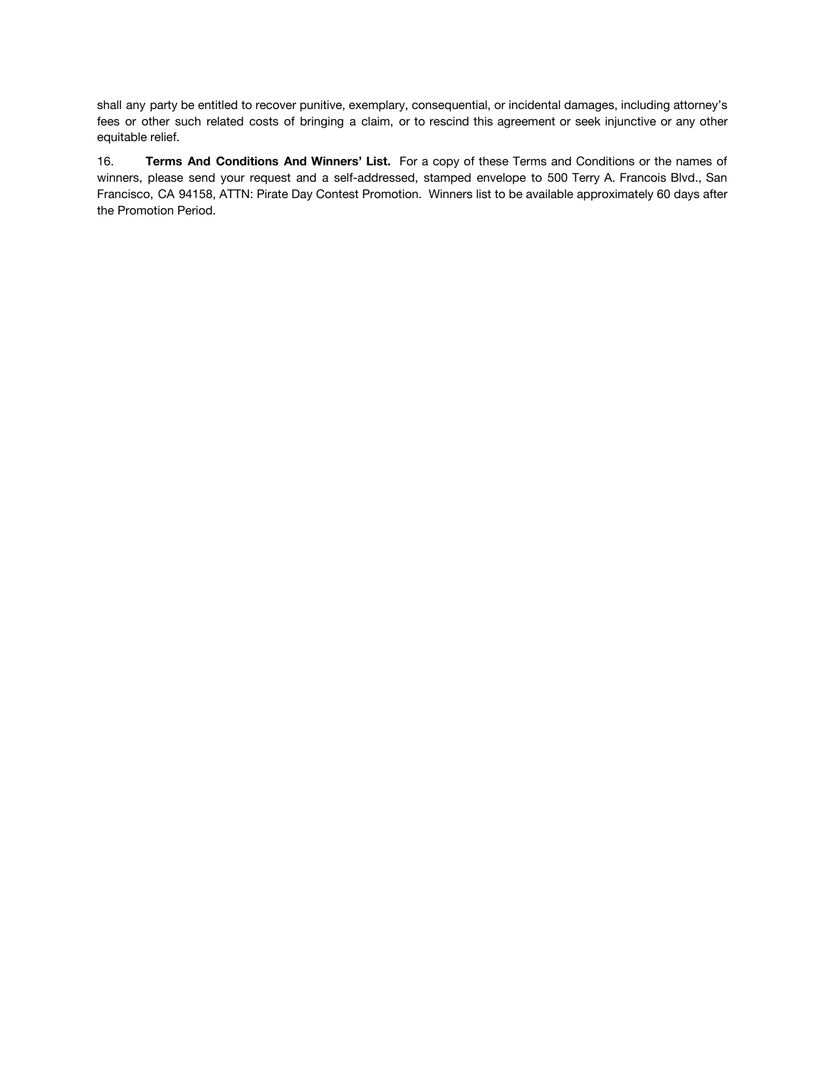shall any party be entitled to recover punitive, exemplary, consequential, or incidental damages, including attorney's fees or other such related costs of bringing a claim, or to rescind this agreement or seek injunctive or any other equitable relief.

16. **Terms And Conditions And Winners' List.** For a copy of these Terms and Conditions or the names of winners, please send your request and a self-addressed, stamped envelope to 500 Terry A. Francois Blvd., San Francisco, CA 94158, ATTN: Pirate Day Contest Promotion. Winners list to be available approximately 60 days after the Promotion Period.